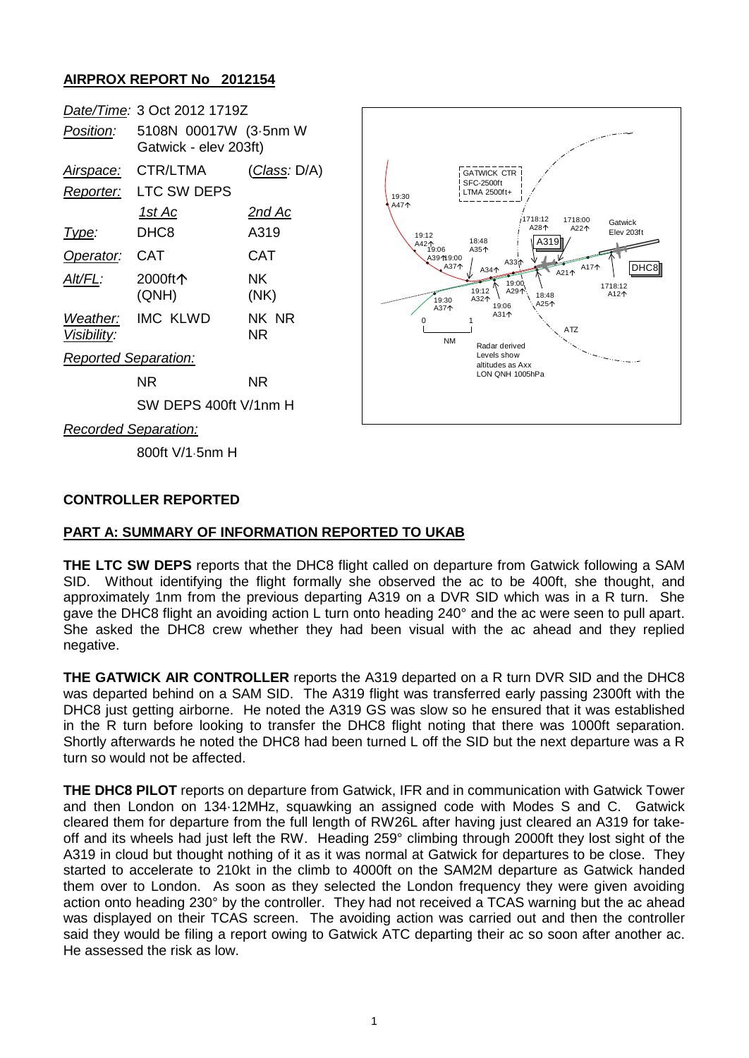## AIRPROX REPORT No 2012154

| | | |
|---|---|---|
| *Date/Time:* | 3 Oct 2012 1719Z | |
| *Position:* | 5108N 00017W (3·5nm W Gatwick - elev 203ft) | |
| *Airspace:* | CTR/LTMA | (*Class:* D/A) |
| *Reporter:* | LTC SW DEPS | |
| | *1st Ac* | *2nd Ac* |
| *Type:* | DHC8 | A319 |
| *Operator:* | CAT | CAT |
| *Alt/FL:* | 2000ft↑ (QNH) | NK (NK) |
| *Weather:* | IMC KLWD | NK NR |
| *Visibility:* | | NR |
| *Reported Separation:* | | |
| | NR | NR |
| | SW DEPS 400ft V/1nm H | |
| *Recorded Separation:* | | |
| | 800ft V/1·5nm H | |

## CONTROLLER REPORTED

### PART A: SUMMARY OF INFORMATION REPORTED TO UKAB

**THE LTC SW DEPS** reports that the DHC8 flight called on departure from Gatwick following a SAM SID. Without identifying the flight formally she observed the ac to be 400ft, she thought, and approximately 1nm from the previous departing A319 on a DVR SID which was in a R turn. She gave the DHC8 flight an avoiding action L turn onto heading 240° and the ac were seen to pull apart. She asked the DHC8 crew whether they had been visual with the ac ahead and they replied negative.

**THE GATWICK AIR CONTROLLER** reports the A319 departed on a R turn DVR SID and the DHC8 was departed behind on a SAM SID. The A319 flight was transferred early passing 2300ft with the DHC8 just getting airborne. He noted the A319 GS was slow so he ensured that it was established in the R turn before looking to transfer the DHC8 flight noting that there was 1000ft separation. Shortly afterwards he noted the DHC8 had been turned L off the SID but the next departure was a R turn so would not be affected.

**THE DHC8 PILOT** reports on departure from Gatwick, IFR and in communication with Gatwick Tower and then London on 134·12MHz, squawking an assigned code with Modes S and C. Gatwick cleared them for departure from the full length of RW26L after having just cleared an A319 for take-off and its wheels had just left the RW. Heading 259° climbing through 2000ft they lost sight of the A319 in cloud but thought nothing of it as it was normal at Gatwick for departures to be close. They started to accelerate to 210kt in the climb to 4000ft on the SAM2M departure as Gatwick handed them over to London. As soon as they selected the London frequency they were given avoiding action onto heading 230° by the controller. They had not received a TCAS warning but the ac ahead was displayed on their TCAS screen. The avoiding action was carried out and then the controller said they would be filing a report owing to Gatwick ATC departing their ac so soon after another ac. He assessed the risk as low.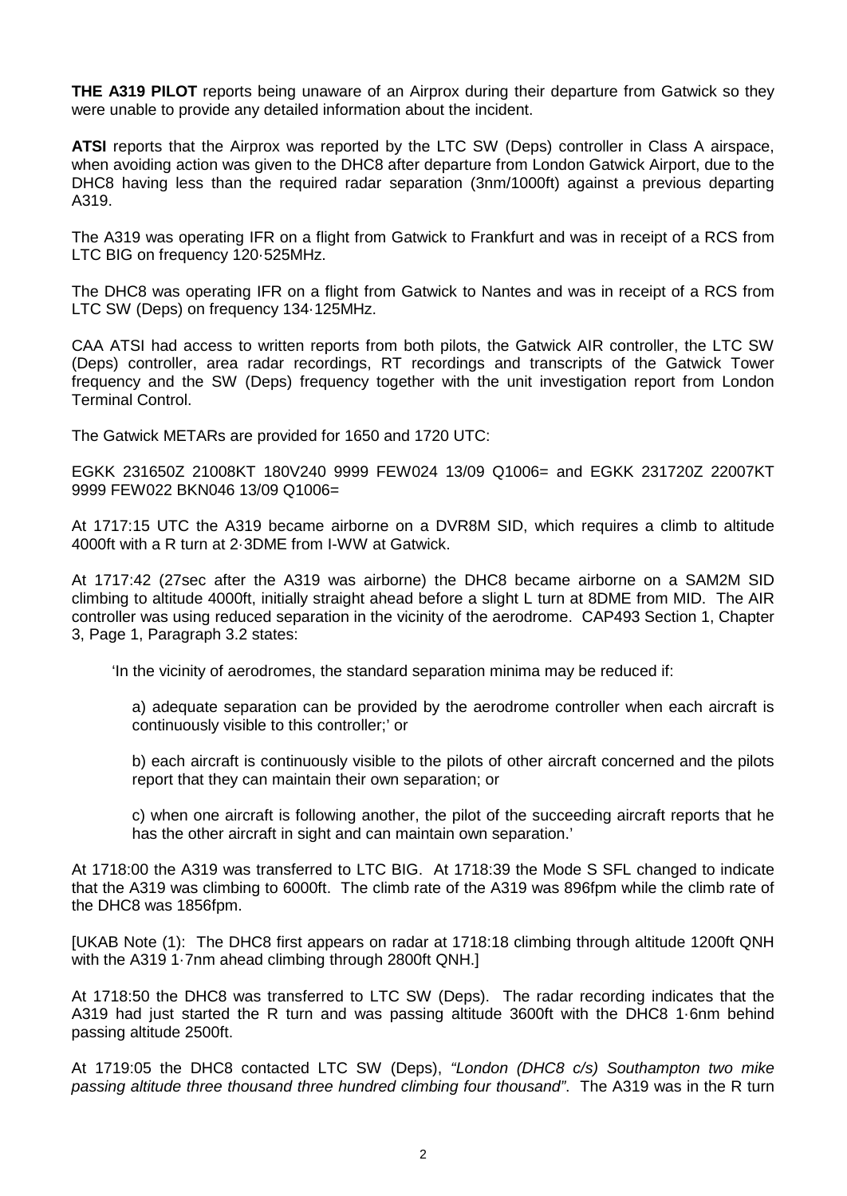**THE A319 PILOT** reports being unaware of an Airprox during their departure from Gatwick so they were unable to provide any detailed information about the incident.

**ATSI** reports that the Airprox was reported by the LTC SW (Deps) controller in Class A airspace, when avoiding action was given to the DHC8 after departure from London Gatwick Airport, due to the DHC8 having less than the required radar separation (3nm/1000ft) against a previous departing A319.

The A319 was operating IFR on a flight from Gatwick to Frankfurt and was in receipt of a RCS from LTC BIG on frequency 120·525MHz.

The DHC8 was operating IFR on a flight from Gatwick to Nantes and was in receipt of a RCS from LTC SW (Deps) on frequency 134·125MHz.

CAA ATSI had access to written reports from both pilots, the Gatwick AIR controller, the LTC SW (Deps) controller, area radar recordings, RT recordings and transcripts of the Gatwick Tower frequency and the SW (Deps) frequency together with the unit investigation report from London Terminal Control.

The Gatwick METARs are provided for 1650 and 1720 UTC:

EGKK 231650Z 21008KT 180V240 9999 FEW024 13/09 Q1006= and EGKK 231720Z 22007KT 9999 FEW022 BKN046 13/09 Q1006=

At 1717:15 UTC the A319 became airborne on a DVR8M SID, which requires a climb to altitude 4000ft with a R turn at 2·3DME from I-WW at Gatwick.

At 1717:42 (27sec after the A319 was airborne) the DHC8 became airborne on a SAM2M SID climbing to altitude 4000ft, initially straight ahead before a slight L turn at 8DME from MID. The AIR controller was using reduced separation in the vicinity of the aerodrome. CAP493 Section 1, Chapter 3, Page 1, Paragraph 3.2 states:

> 'In the vicinity of aerodromes, the standard separation minima may be reduced if:
>
> a) adequate separation can be provided by the aerodrome controller when each aircraft is continuously visible to this controller;' or
>
> b) each aircraft is continuously visible to the pilots of other aircraft concerned and the pilots report that they can maintain their own separation; or
>
> c) when one aircraft is following another, the pilot of the succeeding aircraft reports that he has the other aircraft in sight and can maintain own separation.'

At 1718:00 the A319 was transferred to LTC BIG. At 1718:39 the Mode S SFL changed to indicate that the A319 was climbing to 6000ft. The climb rate of the A319 was 896fpm while the climb rate of the DHC8 was 1856fpm.

[UKAB Note (1): The DHC8 first appears on radar at 1718:18 climbing through altitude 1200ft QNH with the A319 1·7nm ahead climbing through 2800ft QNH.]

At 1718:50 the DHC8 was transferred to LTC SW (Deps). The radar recording indicates that the A319 had just started the R turn and was passing altitude 3600ft with the DHC8 1·6nm behind passing altitude 2500ft.

At 1719:05 the DHC8 contacted LTC SW (Deps), *"London (DHC8 c/s) Southampton two mike passing altitude three thousand three hundred climbing four thousand"*. The A319 was in the R turn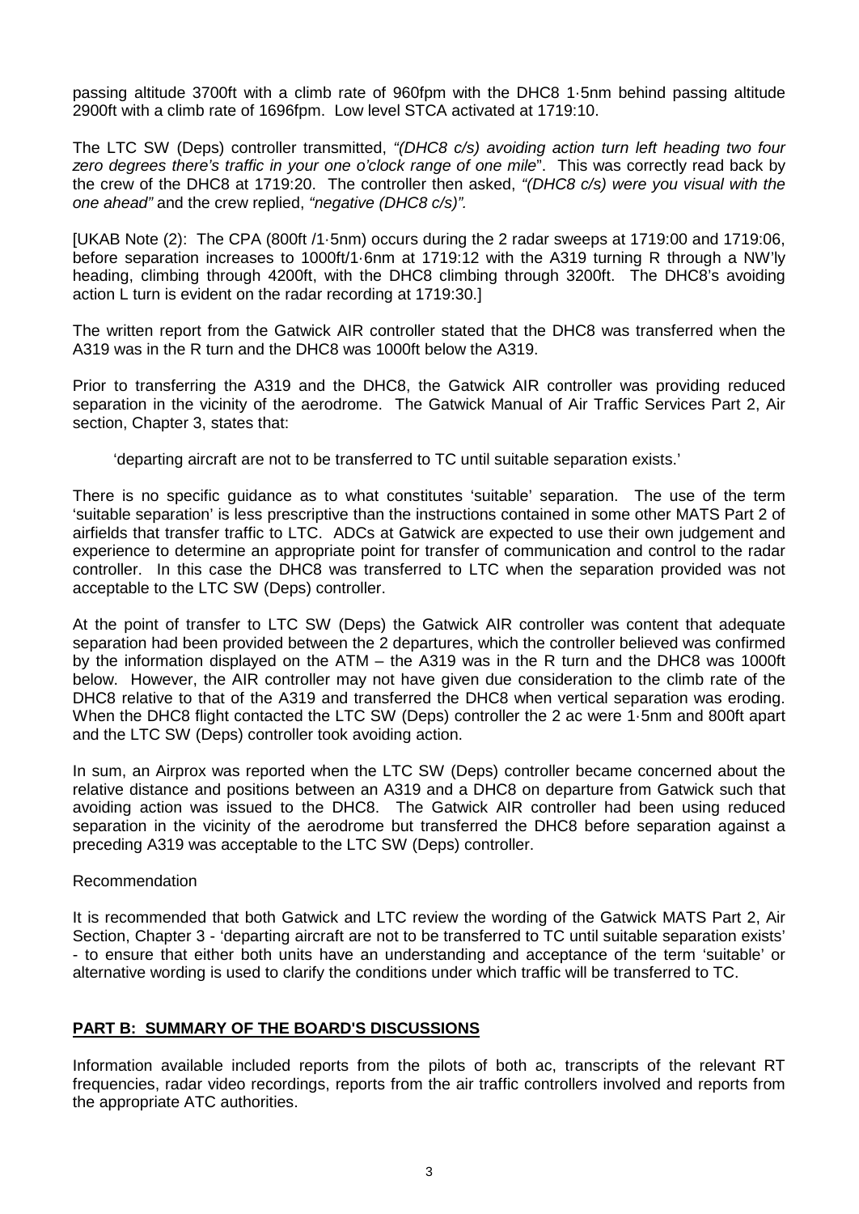passing altitude 3700ft with a climb rate of 960fpm with the DHC8 1·5nm behind passing altitude 2900ft with a climb rate of 1696fpm. Low level STCA activated at 1719:10.

The LTC SW (Deps) controller transmitted, *"(DHC8 c/s) avoiding action turn left heading two four zero degrees there's traffic in your one o'clock range of one mile*". This was correctly read back by the crew of the DHC8 at 1719:20. The controller then asked, *"(DHC8 c/s) were you visual with the one ahead"* and the crew replied, *"negative (DHC8 c/s)".*

[UKAB Note (2): The CPA (800ft /1·5nm) occurs during the 2 radar sweeps at 1719:00 and 1719:06, before separation increases to 1000ft/1·6nm at 1719:12 with the A319 turning R through a NW'ly heading, climbing through 4200ft, with the DHC8 climbing through 3200ft. The DHC8's avoiding action L turn is evident on the radar recording at 1719:30.]

The written report from the Gatwick AIR controller stated that the DHC8 was transferred when the A319 was in the R turn and the DHC8 was 1000ft below the A319.

Prior to transferring the A319 and the DHC8, the Gatwick AIR controller was providing reduced separation in the vicinity of the aerodrome. The Gatwick Manual of Air Traffic Services Part 2, Air section, Chapter 3, states that:

> 'departing aircraft are not to be transferred to TC until suitable separation exists.'

There is no specific guidance as to what constitutes 'suitable' separation. The use of the term 'suitable separation' is less prescriptive than the instructions contained in some other MATS Part 2 of airfields that transfer traffic to LTC. ADCs at Gatwick are expected to use their own judgement and experience to determine an appropriate point for transfer of communication and control to the radar controller. In this case the DHC8 was transferred to LTC when the separation provided was not acceptable to the LTC SW (Deps) controller.

At the point of transfer to LTC SW (Deps) the Gatwick AIR controller was content that adequate separation had been provided between the 2 departures, which the controller believed was confirmed by the information displayed on the ATM – the A319 was in the R turn and the DHC8 was 1000ft below. However, the AIR controller may not have given due consideration to the climb rate of the DHC8 relative to that of the A319 and transferred the DHC8 when vertical separation was eroding. When the DHC8 flight contacted the LTC SW (Deps) controller the 2 ac were 1·5nm and 800ft apart and the LTC SW (Deps) controller took avoiding action.

In sum, an Airprox was reported when the LTC SW (Deps) controller became concerned about the relative distance and positions between an A319 and a DHC8 on departure from Gatwick such that avoiding action was issued to the DHC8. The Gatwick AIR controller had been using reduced separation in the vicinity of the aerodrome but transferred the DHC8 before separation against a preceding A319 was acceptable to the LTC SW (Deps) controller.

Recommendation

It is recommended that both Gatwick and LTC review the wording of the Gatwick MATS Part 2, Air Section, Chapter 3 - 'departing aircraft are not to be transferred to TC until suitable separation exists' - to ensure that either both units have an understanding and acceptance of the term 'suitable' or alternative wording is used to clarify the conditions under which traffic will be transferred to TC.

## PART B: SUMMARY OF THE BOARD'S DISCUSSIONS

Information available included reports from the pilots of both ac, transcripts of the relevant RT frequencies, radar video recordings, reports from the air traffic controllers involved and reports from the appropriate ATC authorities.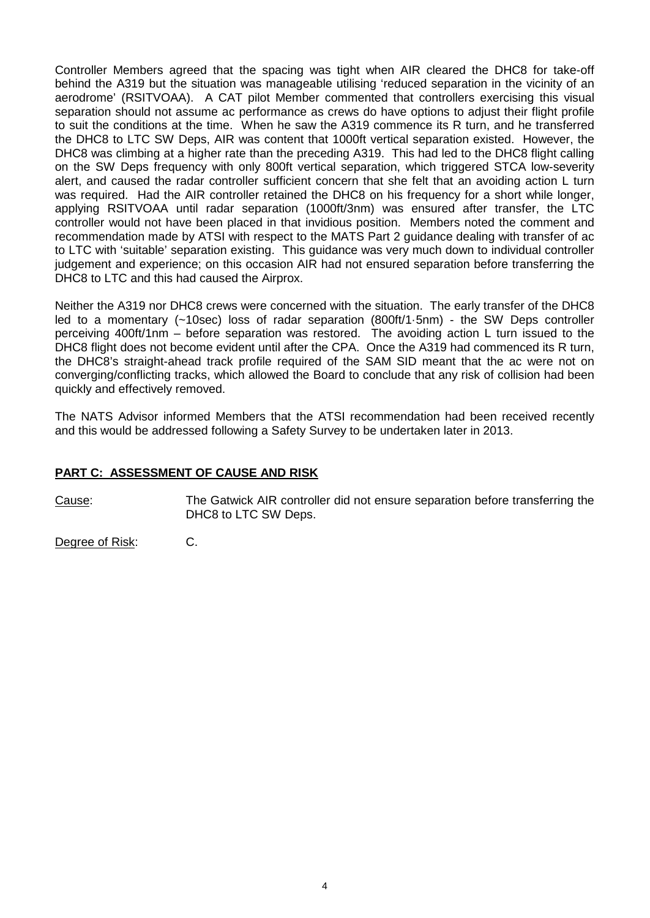Controller Members agreed that the spacing was tight when AIR cleared the DHC8 for take-off behind the A319 but the situation was manageable utilising 'reduced separation in the vicinity of an aerodrome' (RSITVOAA). A CAT pilot Member commented that controllers exercising this visual separation should not assume ac performance as crews do have options to adjust their flight profile to suit the conditions at the time. When he saw the A319 commence its R turn, and he transferred the DHC8 to LTC SW Deps, AIR was content that 1000ft vertical separation existed. However, the DHC8 was climbing at a higher rate than the preceding A319. This had led to the DHC8 flight calling on the SW Deps frequency with only 800ft vertical separation, which triggered STCA low-severity alert, and caused the radar controller sufficient concern that she felt that an avoiding action L turn was required. Had the AIR controller retained the DHC8 on his frequency for a short while longer, applying RSITVOAA until radar separation (1000ft/3nm) was ensured after transfer, the LTC controller would not have been placed in that invidious position. Members noted the comment and recommendation made by ATSI with respect to the MATS Part 2 guidance dealing with transfer of ac to LTC with 'suitable' separation existing. This guidance was very much down to individual controller judgement and experience; on this occasion AIR had not ensured separation before transferring the DHC8 to LTC and this had caused the Airprox.

Neither the A319 nor DHC8 crews were concerned with the situation. The early transfer of the DHC8 led to a momentary (~10sec) loss of radar separation (800ft/1·5nm) - the SW Deps controller perceiving 400ft/1nm – before separation was restored. The avoiding action L turn issued to the DHC8 flight does not become evident until after the CPA. Once the A319 had commenced its R turn, the DHC8's straight-ahead track profile required of the SAM SID meant that the ac were not on converging/conflicting tracks, which allowed the Board to conclude that any risk of collision had been quickly and effectively removed.

The NATS Advisor informed Members that the ATSI recommendation had been received recently and this would be addressed following a Safety Survey to be undertaken later in 2013.

## PART C: ASSESSMENT OF CAUSE AND RISK

Cause: The Gatwick AIR controller did not ensure separation before transferring the DHC8 to LTC SW Deps.

Degree of Risk: C.